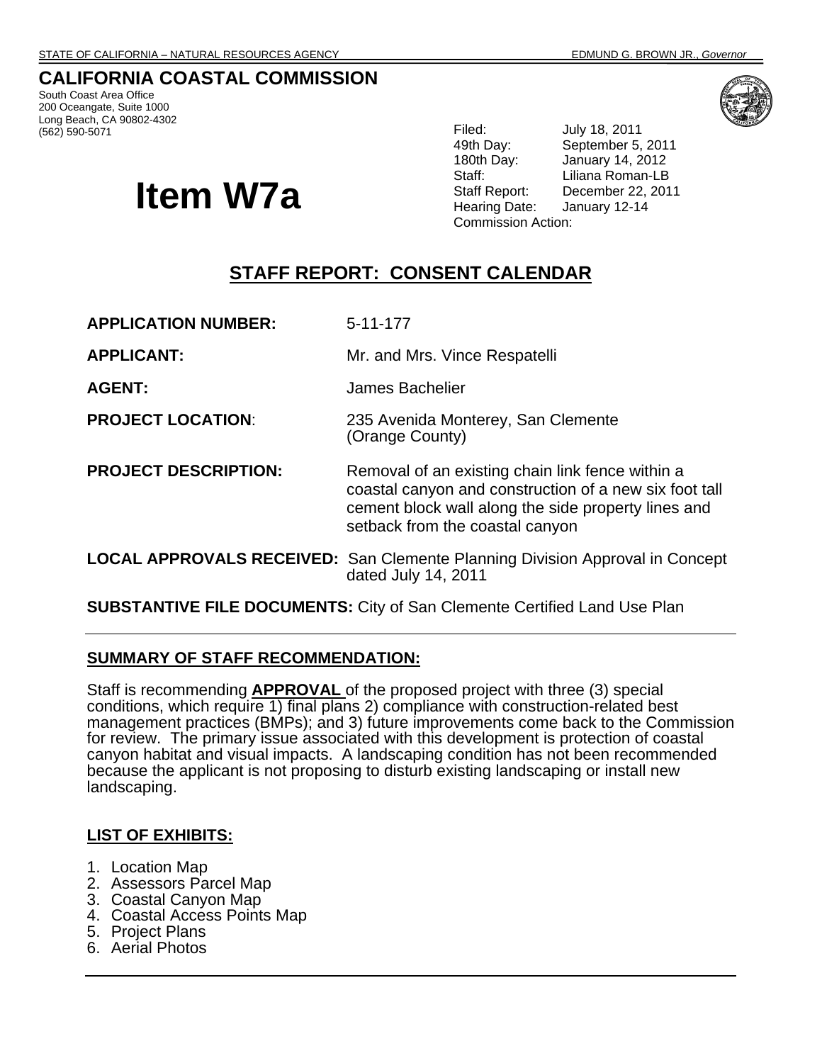STATE OF CALIFORNIA – NATURAL RESOURCES AGENCY EDMUND G. BROWN JR., *Governor*

# CALIFORNIA COASTAL COMMISSION

South Coast Area Office
200 Oceangate, Suite 1000
Long Beach, CA 90802-4302
(562) 590-5071

# Item W7a

| | |
|---|---|
| Filed: | July 18, 2011 |
| 49th Day: | September 5, 2011 |
| 180th Day: | January 14, 2012 |
| Staff: | Liliana Roman-LB |
| Staff Report: | December 22, 2011 |
| Hearing Date: | January 12-14 |
| Commission Action: | |

## STAFF REPORT: CONSENT CALENDAR

**APPLICATION NUMBER:** 5-11-177

**APPLICANT:** Mr. and Mrs. Vince Respatelli

**AGENT:** James Bachelier

**PROJECT LOCATION**: 235 Avenida Monterey, San Clemente (Orange County)

**PROJECT DESCRIPTION:** Removal of an existing chain link fence within a coastal canyon and construction of a new six foot tall cement block wall along the side property lines and setback from the coastal canyon

**LOCAL APPROVALS RECEIVED:** San Clemente Planning Division Approval in Concept dated July 14, 2011

**SUBSTANTIVE FILE DOCUMENTS:** City of San Clemente Certified Land Use Plan

---

### SUMMARY OF STAFF RECOMMENDATION:

Staff is recommending **APPROVAL** of the proposed project with three (3) special conditions, which require 1) final plans 2) compliance with construction-related best management practices (BMPs); and 3) future improvements come back to the Commission for review. The primary issue associated with this development is protection of coastal canyon habitat and visual impacts. A landscaping condition has not been recommended because the applicant is not proposing to disturb existing landscaping or install new landscaping.

### LIST OF EXHIBITS:

1. Location Map
2. Assessors Parcel Map
3. Coastal Canyon Map
4. Coastal Access Points Map
5. Project Plans
6. Aerial Photos

---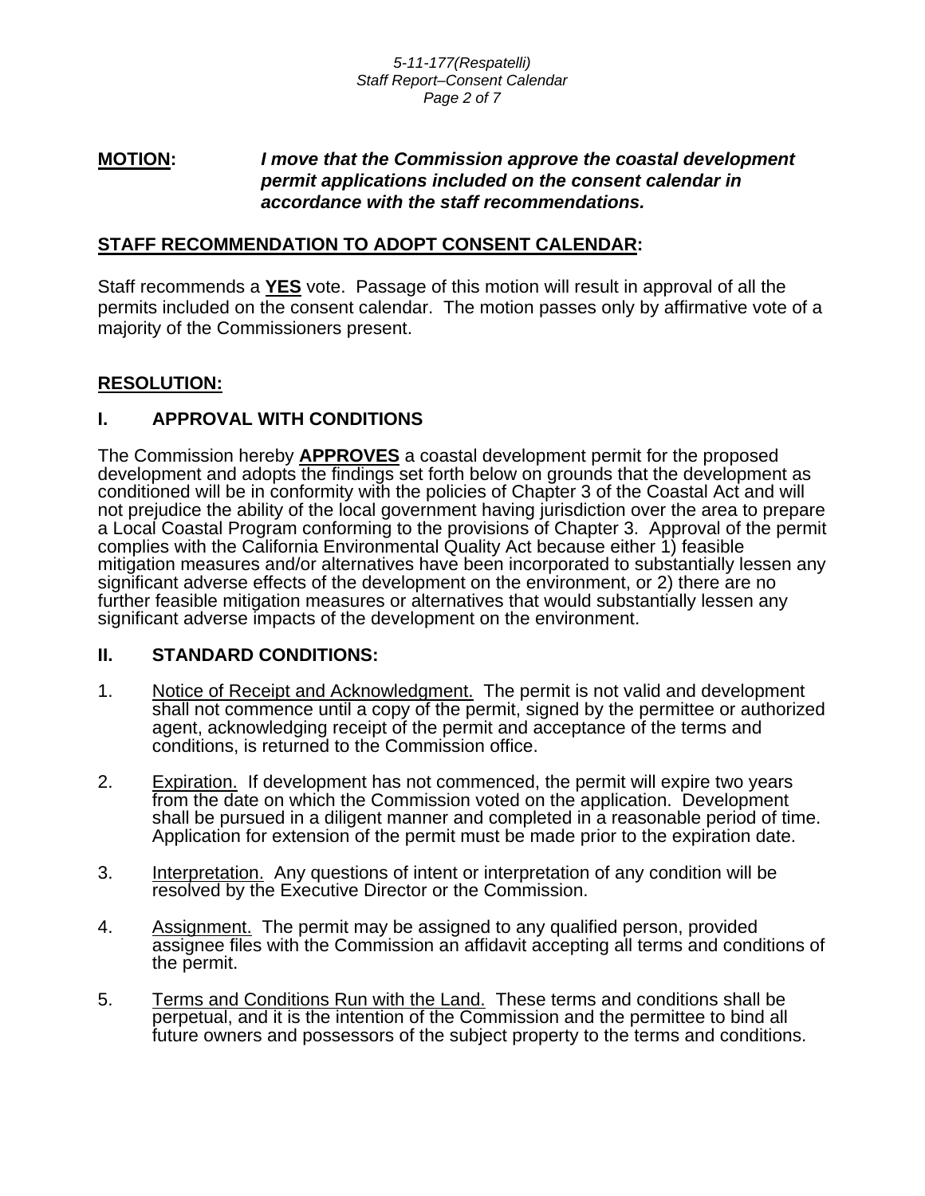**MOTION:** ***I move that the Commission approve the coastal development permit applications included on the consent calendar in accordance with the staff recommendations.***

**STAFF RECOMMENDATION TO ADOPT CONSENT CALENDAR:**

Staff recommends a **YES** vote. Passage of this motion will result in approval of all the permits included on the consent calendar. The motion passes only by affirmative vote of a majority of the Commissioners present.

**RESOLUTION:**

## I. APPROVAL WITH CONDITIONS

The Commission hereby **APPROVES** a coastal development permit for the proposed development and adopts the findings set forth below on grounds that the development as conditioned will be in conformity with the policies of Chapter 3 of the Coastal Act and will not prejudice the ability of the local government having jurisdiction over the area to prepare a Local Coastal Program conforming to the provisions of Chapter 3. Approval of the permit complies with the California Environmental Quality Act because either 1) feasible mitigation measures and/or alternatives have been incorporated to substantially lessen any significant adverse effects of the development on the environment, or 2) there are no further feasible mitigation measures or alternatives that would substantially lessen any significant adverse impacts of the development on the environment.

## II. STANDARD CONDITIONS:

1. Notice of Receipt and Acknowledgment. The permit is not valid and development shall not commence until a copy of the permit, signed by the permittee or authorized agent, acknowledging receipt of the permit and acceptance of the terms and conditions, is returned to the Commission office.

2. Expiration. If development has not commenced, the permit will expire two years from the date on which the Commission voted on the application. Development shall be pursued in a diligent manner and completed in a reasonable period of time. Application for extension of the permit must be made prior to the expiration date.

3. Interpretation. Any questions of intent or interpretation of any condition will be resolved by the Executive Director or the Commission.

4. Assignment. The permit may be assigned to any qualified person, provided assignee files with the Commission an affidavit accepting all terms and conditions of the permit.

5. Terms and Conditions Run with the Land. These terms and conditions shall be perpetual, and it is the intention of the Commission and the permittee to bind all future owners and possessors of the subject property to the terms and conditions.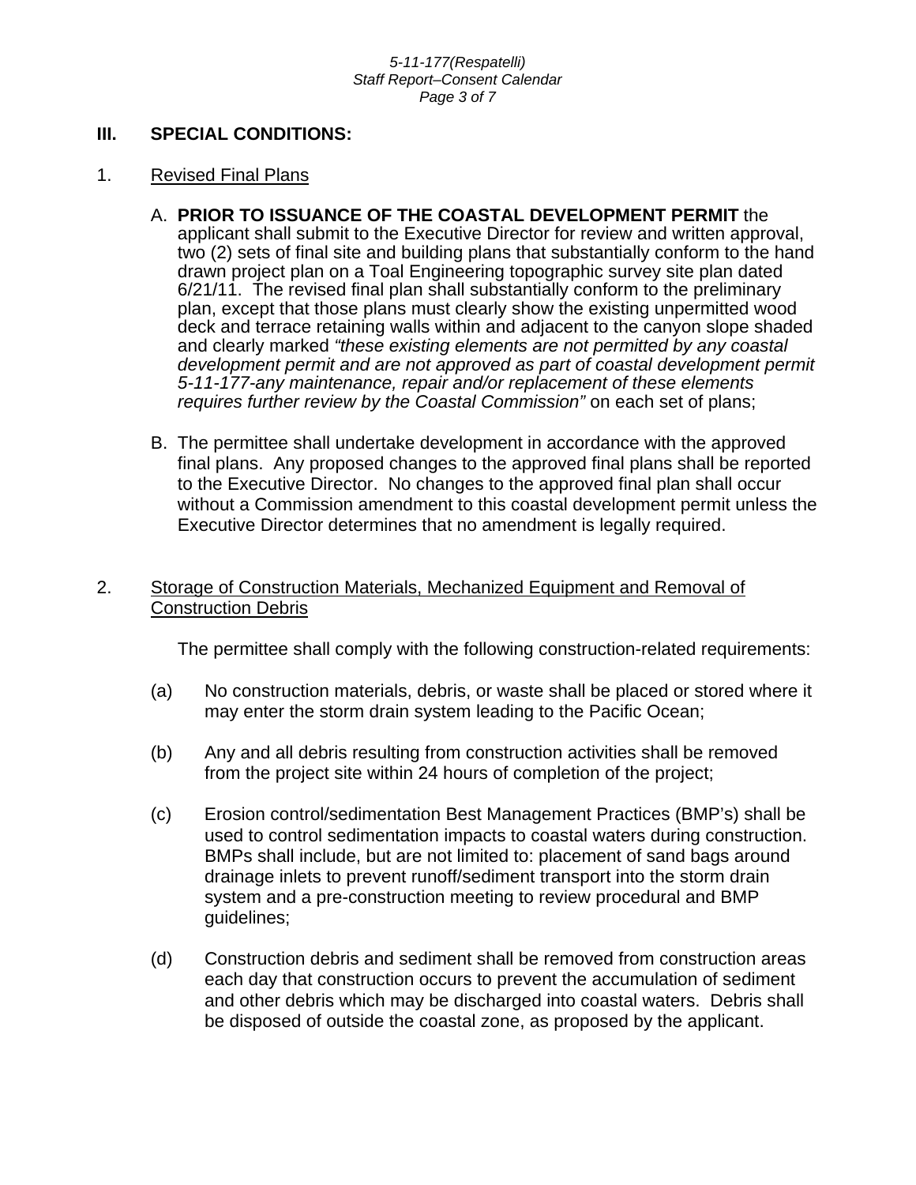## III. SPECIAL CONDITIONS:

1. Revised Final Plans

   A. **PRIOR TO ISSUANCE OF THE COASTAL DEVELOPMENT PERMIT** the applicant shall submit to the Executive Director for review and written approval, two (2) sets of final site and building plans that substantially conform to the hand drawn project plan on a Toal Engineering topographic survey site plan dated 6/21/11. The revised final plan shall substantially conform to the preliminary plan, except that those plans must clearly show the existing unpermitted wood deck and terrace retaining walls within and adjacent to the canyon slope shaded and clearly marked *"these existing elements are not permitted by any coastal development permit and are not approved as part of coastal development permit 5-11-177-any maintenance, repair and/or replacement of these elements requires further review by the Coastal Commission"* on each set of plans;

   B. The permittee shall undertake development in accordance with the approved final plans. Any proposed changes to the approved final plans shall be reported to the Executive Director. No changes to the approved final plan shall occur without a Commission amendment to this coastal development permit unless the Executive Director determines that no amendment is legally required.

2. Storage of Construction Materials, Mechanized Equipment and Removal of Construction Debris

   The permittee shall comply with the following construction-related requirements:

   (a) No construction materials, debris, or waste shall be placed or stored where it may enter the storm drain system leading to the Pacific Ocean;

   (b) Any and all debris resulting from construction activities shall be removed from the project site within 24 hours of completion of the project;

   (c) Erosion control/sedimentation Best Management Practices (BMP's) shall be used to control sedimentation impacts to coastal waters during construction. BMPs shall include, but are not limited to: placement of sand bags around drainage inlets to prevent runoff/sediment transport into the storm drain system and a pre-construction meeting to review procedural and BMP guidelines;

   (d) Construction debris and sediment shall be removed from construction areas each day that construction occurs to prevent the accumulation of sediment and other debris which may be discharged into coastal waters. Debris shall be disposed of outside the coastal zone, as proposed by the applicant.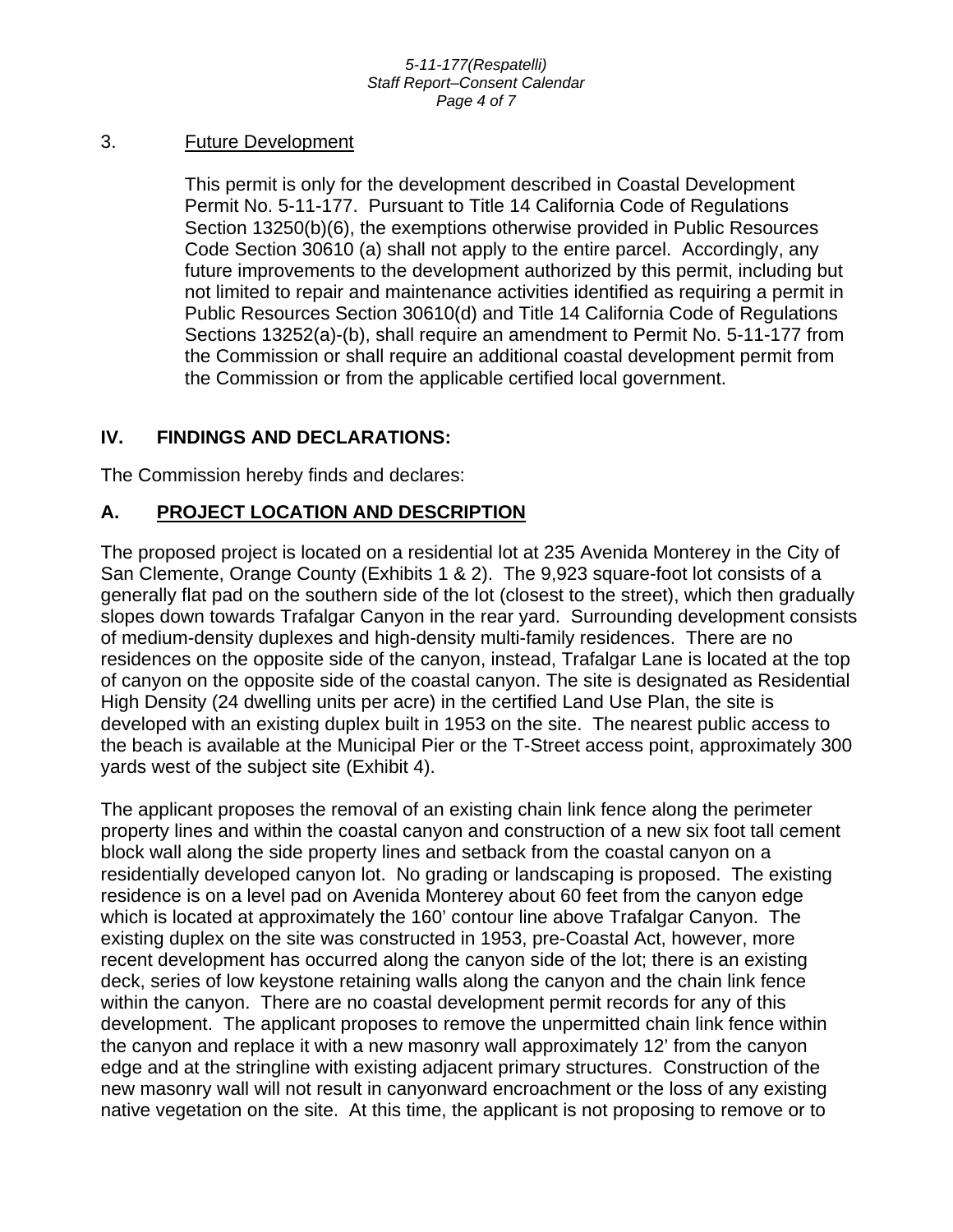3. <u>Future Development</u>

   This permit is only for the development described in Coastal Development Permit No. 5-11-177. Pursuant to Title 14 California Code of Regulations Section 13250(b)(6), the exemptions otherwise provided in Public Resources Code Section 30610 (a) shall not apply to the entire parcel. Accordingly, any future improvements to the development authorized by this permit, including but not limited to repair and maintenance activities identified as requiring a permit in Public Resources Section 30610(d) and Title 14 California Code of Regulations Sections 13252(a)-(b), shall require an amendment to Permit No. 5-11-177 from the Commission or shall require an additional coastal development permit from the Commission or from the applicable certified local government.

## IV. FINDINGS AND DECLARATIONS:

The Commission hereby finds and declares:

### A. PROJECT LOCATION AND DESCRIPTION

The proposed project is located on a residential lot at 235 Avenida Monterey in the City of San Clemente, Orange County (Exhibits 1 & 2). The 9,923 square-foot lot consists of a generally flat pad on the southern side of the lot (closest to the street), which then gradually slopes down towards Trafalgar Canyon in the rear yard. Surrounding development consists of medium-density duplexes and high-density multi-family residences. There are no residences on the opposite side of the canyon, instead, Trafalgar Lane is located at the top of canyon on the opposite side of the coastal canyon. The site is designated as Residential High Density (24 dwelling units per acre) in the certified Land Use Plan, the site is developed with an existing duplex built in 1953 on the site. The nearest public access to the beach is available at the Municipal Pier or the T-Street access point, approximately 300 yards west of the subject site (Exhibit 4).

The applicant proposes the removal of an existing chain link fence along the perimeter property lines and within the coastal canyon and construction of a new six foot tall cement block wall along the side property lines and setback from the coastal canyon on a residentially developed canyon lot. No grading or landscaping is proposed. The existing residence is on a level pad on Avenida Monterey about 60 feet from the canyon edge which is located at approximately the 160' contour line above Trafalgar Canyon. The existing duplex on the site was constructed in 1953, pre-Coastal Act, however, more recent development has occurred along the canyon side of the lot; there is an existing deck, series of low keystone retaining walls along the canyon and the chain link fence within the canyon. There are no coastal development permit records for any of this development. The applicant proposes to remove the unpermitted chain link fence within the canyon and replace it with a new masonry wall approximately 12' from the canyon edge and at the stringline with existing adjacent primary structures. Construction of the new masonry wall will not result in canyonward encroachment or the loss of any existing native vegetation on the site. At this time, the applicant is not proposing to remove or to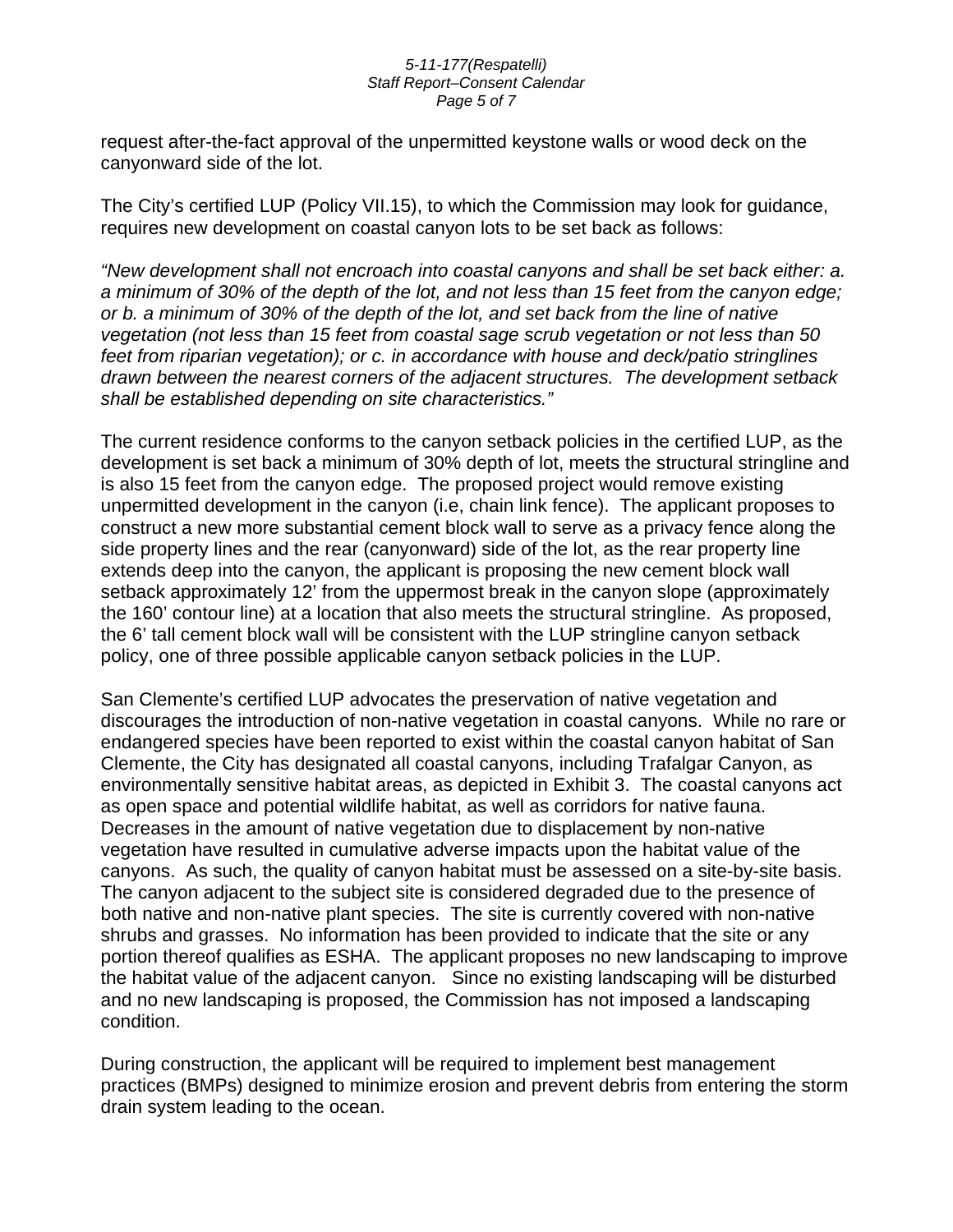request after-the-fact approval of the unpermitted keystone walls or wood deck on the canyonward side of the lot.

The City's certified LUP (Policy VII.15), to which the Commission may look for guidance, requires new development on coastal canyon lots to be set back as follows:

*"New development shall not encroach into coastal canyons and shall be set back either: a. a minimum of 30% of the depth of the lot, and not less than 15 feet from the canyon edge; or b. a minimum of 30% of the depth of the lot, and set back from the line of native vegetation (not less than 15 feet from coastal sage scrub vegetation or not less than 50 feet from riparian vegetation); or c. in accordance with house and deck/patio stringlines drawn between the nearest corners of the adjacent structures. The development setback shall be established depending on site characteristics."*

The current residence conforms to the canyon setback policies in the certified LUP, as the development is set back a minimum of 30% depth of lot, meets the structural stringline and is also 15 feet from the canyon edge. The proposed project would remove existing unpermitted development in the canyon (i.e, chain link fence). The applicant proposes to construct a new more substantial cement block wall to serve as a privacy fence along the side property lines and the rear (canyonward) side of the lot, as the rear property line extends deep into the canyon, the applicant is proposing the new cement block wall setback approximately 12' from the uppermost break in the canyon slope (approximately the 160' contour line) at a location that also meets the structural stringline. As proposed, the 6' tall cement block wall will be consistent with the LUP stringline canyon setback policy, one of three possible applicable canyon setback policies in the LUP.

San Clemente's certified LUP advocates the preservation of native vegetation and discourages the introduction of non-native vegetation in coastal canyons. While no rare or endangered species have been reported to exist within the coastal canyon habitat of San Clemente, the City has designated all coastal canyons, including Trafalgar Canyon, as environmentally sensitive habitat areas, as depicted in Exhibit 3. The coastal canyons act as open space and potential wildlife habitat, as well as corridors for native fauna. Decreases in the amount of native vegetation due to displacement by non-native vegetation have resulted in cumulative adverse impacts upon the habitat value of the canyons. As such, the quality of canyon habitat must be assessed on a site-by-site basis. The canyon adjacent to the subject site is considered degraded due to the presence of both native and non-native plant species. The site is currently covered with non-native shrubs and grasses. No information has been provided to indicate that the site or any portion thereof qualifies as ESHA. The applicant proposes no new landscaping to improve the habitat value of the adjacent canyon. Since no existing landscaping will be disturbed and no new landscaping is proposed, the Commission has not imposed a landscaping condition.

During construction, the applicant will be required to implement best management practices (BMPs) designed to minimize erosion and prevent debris from entering the storm drain system leading to the ocean.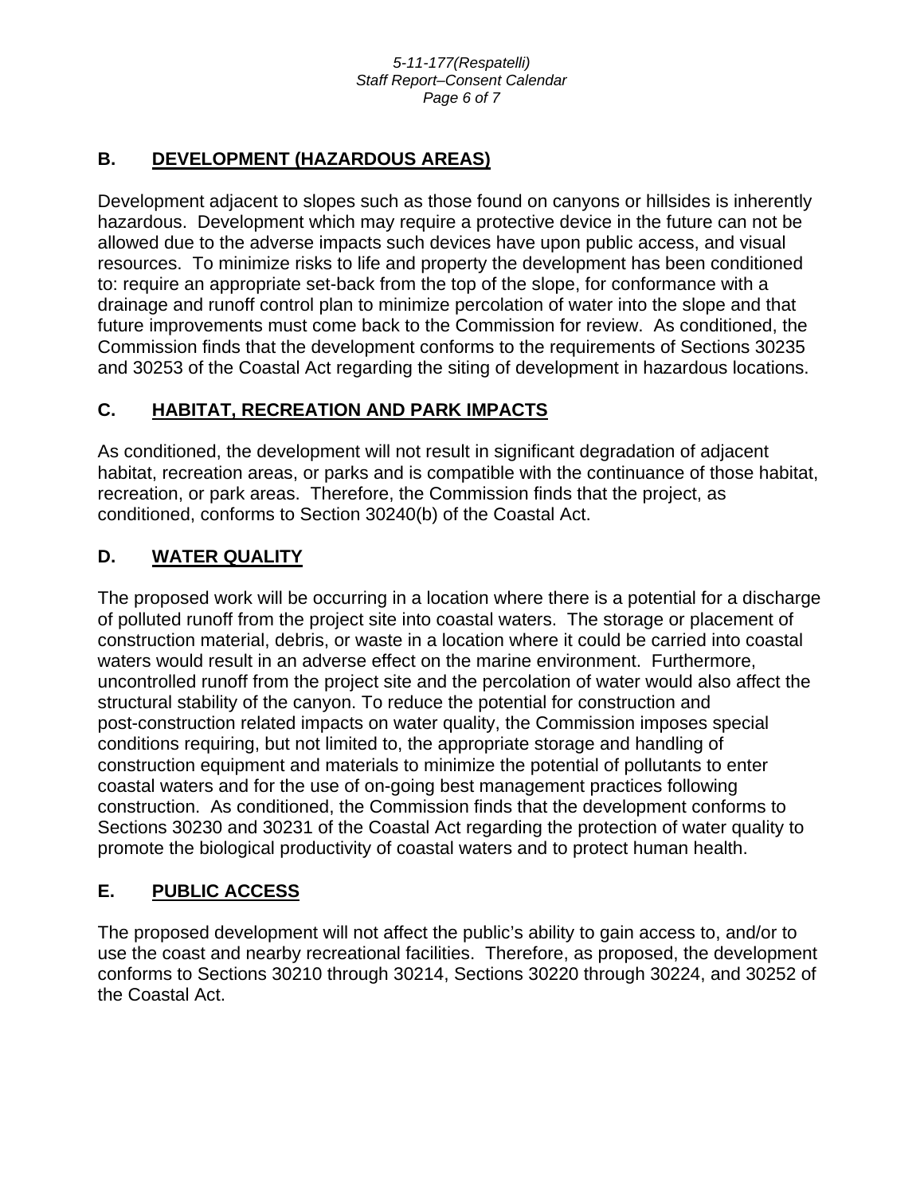## B. DEVELOPMENT (HAZARDOUS AREAS)

Development adjacent to slopes such as those found on canyons or hillsides is inherently hazardous. Development which may require a protective device in the future can not be allowed due to the adverse impacts such devices have upon public access, and visual resources. To minimize risks to life and property the development has been conditioned to: require an appropriate set-back from the top of the slope, for conformance with a drainage and runoff control plan to minimize percolation of water into the slope and that future improvements must come back to the Commission for review. As conditioned, the Commission finds that the development conforms to the requirements of Sections 30235 and 30253 of the Coastal Act regarding the siting of development in hazardous locations.

## C. HABITAT, RECREATION AND PARK IMPACTS

As conditioned, the development will not result in significant degradation of adjacent habitat, recreation areas, or parks and is compatible with the continuance of those habitat, recreation, or park areas. Therefore, the Commission finds that the project, as conditioned, conforms to Section 30240(b) of the Coastal Act.

## D. WATER QUALITY

The proposed work will be occurring in a location where there is a potential for a discharge of polluted runoff from the project site into coastal waters. The storage or placement of construction material, debris, or waste in a location where it could be carried into coastal waters would result in an adverse effect on the marine environment. Furthermore, uncontrolled runoff from the project site and the percolation of water would also affect the structural stability of the canyon. To reduce the potential for construction and post-construction related impacts on water quality, the Commission imposes special conditions requiring, but not limited to, the appropriate storage and handling of construction equipment and materials to minimize the potential of pollutants to enter coastal waters and for the use of on-going best management practices following construction. As conditioned, the Commission finds that the development conforms to Sections 30230 and 30231 of the Coastal Act regarding the protection of water quality to promote the biological productivity of coastal waters and to protect human health.

## E. PUBLIC ACCESS

The proposed development will not affect the public's ability to gain access to, and/or to use the coast and nearby recreational facilities. Therefore, as proposed, the development conforms to Sections 30210 through 30214, Sections 30220 through 30224, and 30252 of the Coastal Act.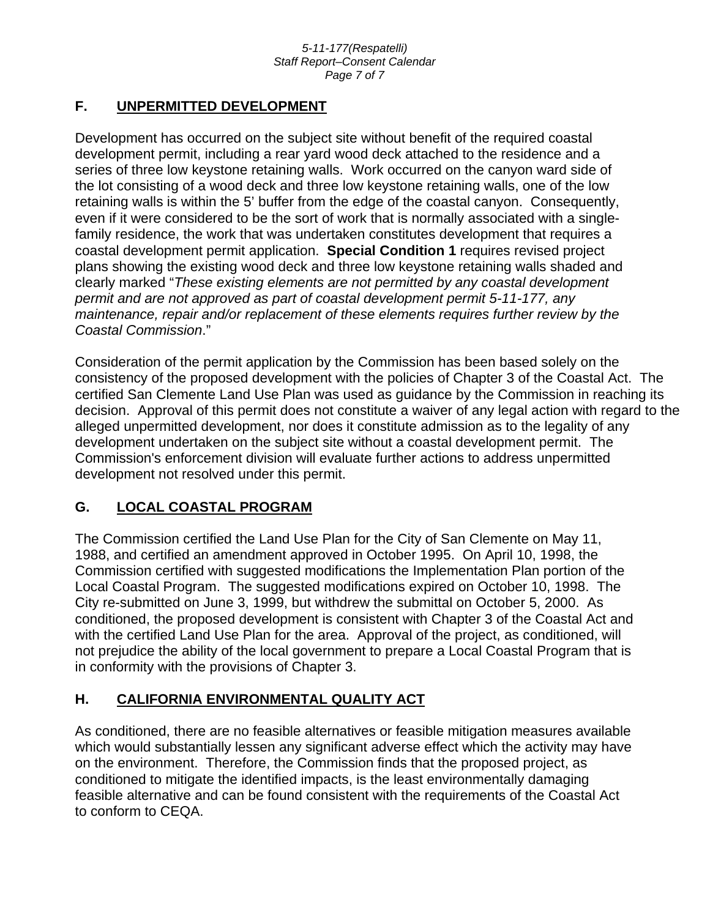## F. UNPERMITTED DEVELOPMENT

Development has occurred on the subject site without benefit of the required coastal development permit, including a rear yard wood deck attached to the residence and a series of three low keystone retaining walls. Work occurred on the canyon ward side of the lot consisting of a wood deck and three low keystone retaining walls, one of the low retaining walls is within the 5' buffer from the edge of the coastal canyon. Consequently, even if it were considered to be the sort of work that is normally associated with a single-family residence, the work that was undertaken constitutes development that requires a coastal development permit application. **Special Condition 1** requires revised project plans showing the existing wood deck and three low keystone retaining walls shaded and clearly marked "*These existing elements are not permitted by any coastal development permit and are not approved as part of coastal development permit 5-11-177, any maintenance, repair and/or replacement of these elements requires further review by the Coastal Commission*."

Consideration of the permit application by the Commission has been based solely on the consistency of the proposed development with the policies of Chapter 3 of the Coastal Act. The certified San Clemente Land Use Plan was used as guidance by the Commission in reaching its decision. Approval of this permit does not constitute a waiver of any legal action with regard to the alleged unpermitted development, nor does it constitute admission as to the legality of any development undertaken on the subject site without a coastal development permit. The Commission's enforcement division will evaluate further actions to address unpermitted development not resolved under this permit.

## G. LOCAL COASTAL PROGRAM

The Commission certified the Land Use Plan for the City of San Clemente on May 11, 1988, and certified an amendment approved in October 1995. On April 10, 1998, the Commission certified with suggested modifications the Implementation Plan portion of the Local Coastal Program. The suggested modifications expired on October 10, 1998. The City re-submitted on June 3, 1999, but withdrew the submittal on October 5, 2000. As conditioned, the proposed development is consistent with Chapter 3 of the Coastal Act and with the certified Land Use Plan for the area. Approval of the project, as conditioned, will not prejudice the ability of the local government to prepare a Local Coastal Program that is in conformity with the provisions of Chapter 3.

## H. CALIFORNIA ENVIRONMENTAL QUALITY ACT

As conditioned, there are no feasible alternatives or feasible mitigation measures available which would substantially lessen any significant adverse effect which the activity may have on the environment. Therefore, the Commission finds that the proposed project, as conditioned to mitigate the identified impacts, is the least environmentally damaging feasible alternative and can be found consistent with the requirements of the Coastal Act to conform to CEQA.